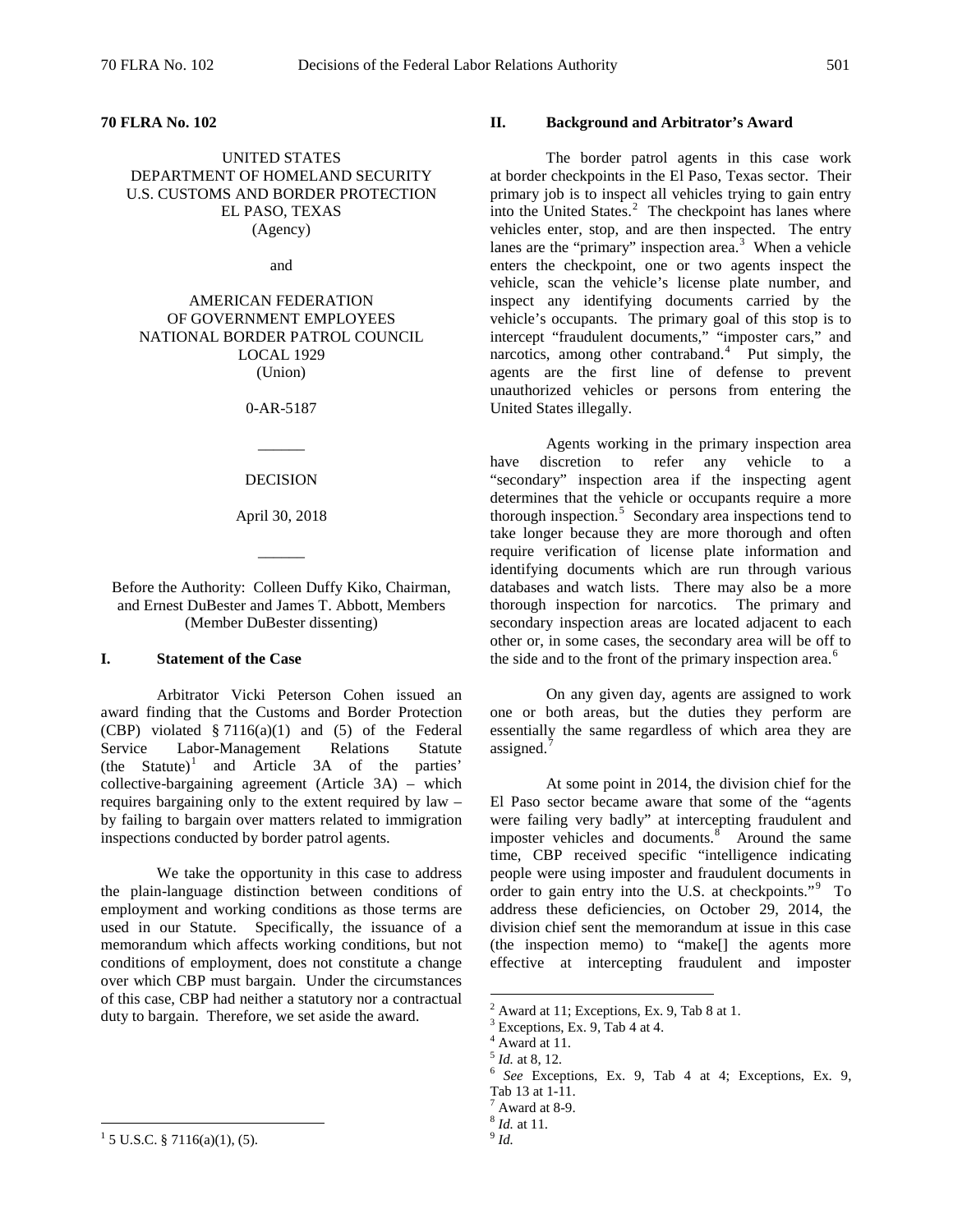**70 FLRA No. 102**

UNITED STATES
DEPARTMENT OF HOMELAND SECURITY
U.S. CUSTOMS AND BORDER PROTECTION
EL PASO, TEXAS
(Agency)

and

AMERICAN FEDERATION
OF GOVERNMENT EMPLOYEES
NATIONAL BORDER PATROL COUNCIL
LOCAL 1929
(Union)

0-AR-5187

______

DECISION

April 30, 2018

______

Before the Authority: Colleen Duffy Kiko, Chairman, and Ernest DuBester and James T. Abbott, Members (Member DuBester dissenting)

## I. Statement of the Case

Arbitrator Vicki Peterson Cohen issued an award finding that the Customs and Border Protection (CBP) violated § 7116(a)(1) and (5) of the Federal Service Labor-Management Relations Statute (the Statute)[1] and Article 3A of the parties' collective-bargaining agreement (Article 3A) – which requires bargaining only to the extent required by law – by failing to bargain over matters related to immigration inspections conducted by border patrol agents.

We take the opportunity in this case to address the plain-language distinction between conditions of employment and working conditions as those terms are used in our Statute. Specifically, the issuance of a memorandum which affects working conditions, but not conditions of employment, does not constitute a change over which CBP must bargain. Under the circumstances of this case, CBP had neither a statutory nor a contractual duty to bargain. Therefore, we set aside the award.

## II. Background and Arbitrator's Award

The border patrol agents in this case work at border checkpoints in the El Paso, Texas sector. Their primary job is to inspect all vehicles trying to gain entry into the United States.[2] The checkpoint has lanes where vehicles enter, stop, and are then inspected. The entry lanes are the "primary" inspection area.[3] When a vehicle enters the checkpoint, one or two agents inspect the vehicle, scan the vehicle's license plate number, and inspect any identifying documents carried by the vehicle's occupants. The primary goal of this stop is to intercept "fraudulent documents," "imposter cars," and narcotics, among other contraband.[4] Put simply, the agents are the first line of defense to prevent unauthorized vehicles or persons from entering the United States illegally.

Agents working in the primary inspection area have discretion to refer any vehicle to a "secondary" inspection area if the inspecting agent determines that the vehicle or occupants require a more thorough inspection.[5] Secondary area inspections tend to take longer because they are more thorough and often require verification of license plate information and identifying documents which are run through various databases and watch lists. There may also be a more thorough inspection for narcotics. The primary and secondary inspection areas are located adjacent to each other or, in some cases, the secondary area will be off to the side and to the front of the primary inspection area.[6]

On any given day, agents are assigned to work one or both areas, but the duties they perform are essentially the same regardless of which area they are assigned.[7]

At some point in 2014, the division chief for the El Paso sector became aware that some of the "agents were failing very badly" at intercepting fraudulent and imposter vehicles and documents.[8] Around the same time, CBP received specific "intelligence indicating people were using imposter and fraudulent documents in order to gain entry into the U.S. at checkpoints."[9] To address these deficiencies, on October 29, 2014, the division chief sent the memorandum at issue in this case (the inspection memo) to "make[] the agents more effective at intercepting fraudulent and imposter

---

[1] 5 U.S.C. § 7116(a)(1), (5).

[2] Award at 11; Exceptions, Ex. 9, Tab 8 at 1.

[3] Exceptions, Ex. 9, Tab 4 at 4.

[4] Award at 11.

[5] *Id.* at 8, 12.

[6] *See* Exceptions, Ex. 9, Tab 4 at 4; Exceptions, Ex. 9, Tab 13 at 1-11.

[7] Award at 8-9.

[8] *Id.* at 11.

[9] *Id.*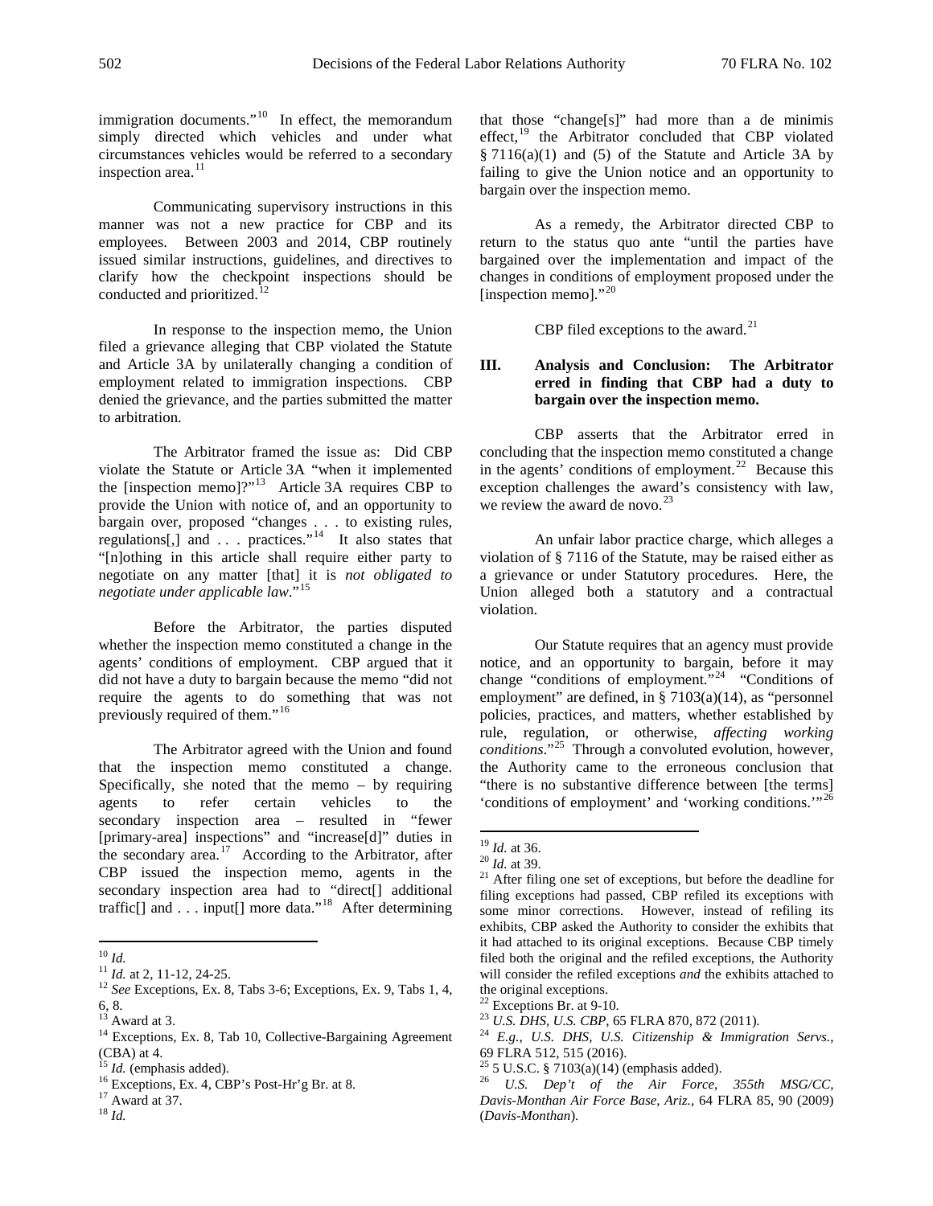immigration documents."[10] In effect, the memorandum simply directed which vehicles and under what circumstances vehicles would be referred to a secondary inspection area.[11]

Communicating supervisory instructions in this manner was not a new practice for CBP and its employees. Between 2003 and 2014, CBP routinely issued similar instructions, guidelines, and directives to clarify how the checkpoint inspections should be conducted and prioritized.[12]

In response to the inspection memo, the Union filed a grievance alleging that CBP violated the Statute and Article 3A by unilaterally changing a condition of employment related to immigration inspections. CBP denied the grievance, and the parties submitted the matter to arbitration.

The Arbitrator framed the issue as: Did CBP violate the Statute or Article 3A "when it implemented the [inspection memo]?"[13] Article 3A requires CBP to provide the Union with notice of, and an opportunity to bargain over, proposed "changes . . . to existing rules, regulations[,] and . . . practices."[14] It also states that "[n]othing in this article shall require either party to negotiate on any matter [that] it is *not obligated to negotiate under applicable law*."[15]

Before the Arbitrator, the parties disputed whether the inspection memo constituted a change in the agents' conditions of employment. CBP argued that it did not have a duty to bargain because the memo "did not require the agents to do something that was not previously required of them."[16]

The Arbitrator agreed with the Union and found that the inspection memo constituted a change. Specifically, she noted that the memo – by requiring agents to refer certain vehicles to the secondary inspection area – resulted in "fewer [primary-area] inspections" and "increase[d]" duties in the secondary area.[17] According to the Arbitrator, after CBP issued the inspection memo, agents in the secondary inspection area had to "direct[] additional traffic[] and . . . input[] more data."[18] After determining that those "change[s]" had more than a de minimis effect,[19] the Arbitrator concluded that CBP violated § 7116(a)(1) and (5) of the Statute and Article 3A by failing to give the Union notice and an opportunity to bargain over the inspection memo.

As a remedy, the Arbitrator directed CBP to return to the status quo ante "until the parties have bargained over the implementation and impact of the changes in conditions of employment proposed under the [inspection memo]."[20]

CBP filed exceptions to the award.[21]

### III. Analysis and Conclusion: The Arbitrator erred in finding that CBP had a duty to bargain over the inspection memo.

CBP asserts that the Arbitrator erred in concluding that the inspection memo constituted a change in the agents' conditions of employment.[22] Because this exception challenges the award's consistency with law, we review the award de novo.[23]

An unfair labor practice charge, which alleges a violation of § 7116 of the Statute, may be raised either as a grievance or under Statutory procedures. Here, the Union alleged both a statutory and a contractual violation.

Our Statute requires that an agency must provide notice, and an opportunity to bargain, before it may change "conditions of employment."[24] "Conditions of employment" are defined, in § 7103(a)(14), as "personnel policies, practices, and matters, whether established by rule, regulation, or otherwise, *affecting working conditions*."[25] Through a convoluted evolution, however, the Authority came to the erroneous conclusion that "there is no substantive difference between [the terms] 'conditions of employment' and 'working conditions.'"[26]

---

[10] *Id.*

[11] *Id.* at 2, 11-12, 24-25.

[12] *See* Exceptions, Ex. 8, Tabs 3-6; Exceptions, Ex. 9, Tabs 1, 4, 6, 8.

[13] Award at 3.

[14] Exceptions, Ex. 8, Tab 10, Collective-Bargaining Agreement (CBA) at 4.

[15] *Id.* (emphasis added).

[16] Exceptions, Ex. 4, CBP's Post-Hr'g Br. at 8.

[17] Award at 37.

[18] *Id.*

[19] *Id.* at 36.

[20] *Id.* at 39.

[21] After filing one set of exceptions, but before the deadline for filing exceptions had passed, CBP refiled its exceptions with some minor corrections. However, instead of refiling its exhibits, CBP asked the Authority to consider the exhibits that it had attached to its original exceptions. Because CBP timely filed both the original and the refiled exceptions, the Authority will consider the refiled exceptions *and* the exhibits attached to the original exceptions.

[22] Exceptions Br. at 9-10.

[23] *U.S. DHS, U.S. CBP*, 65 FLRA 870, 872 (2011).

[24] *E.g.*, *U.S. DHS, U.S. Citizenship & Immigration Servs.*, 69 FLRA 512, 515 (2016).

[25] 5 U.S.C. § 7103(a)(14) (emphasis added).

[26] *U.S. Dep't of the Air Force, 355th MSG/CC, Davis-Monthan Air Force Base, Ariz.*, 64 FLRA 85, 90 (2009) (*Davis-Monthan*).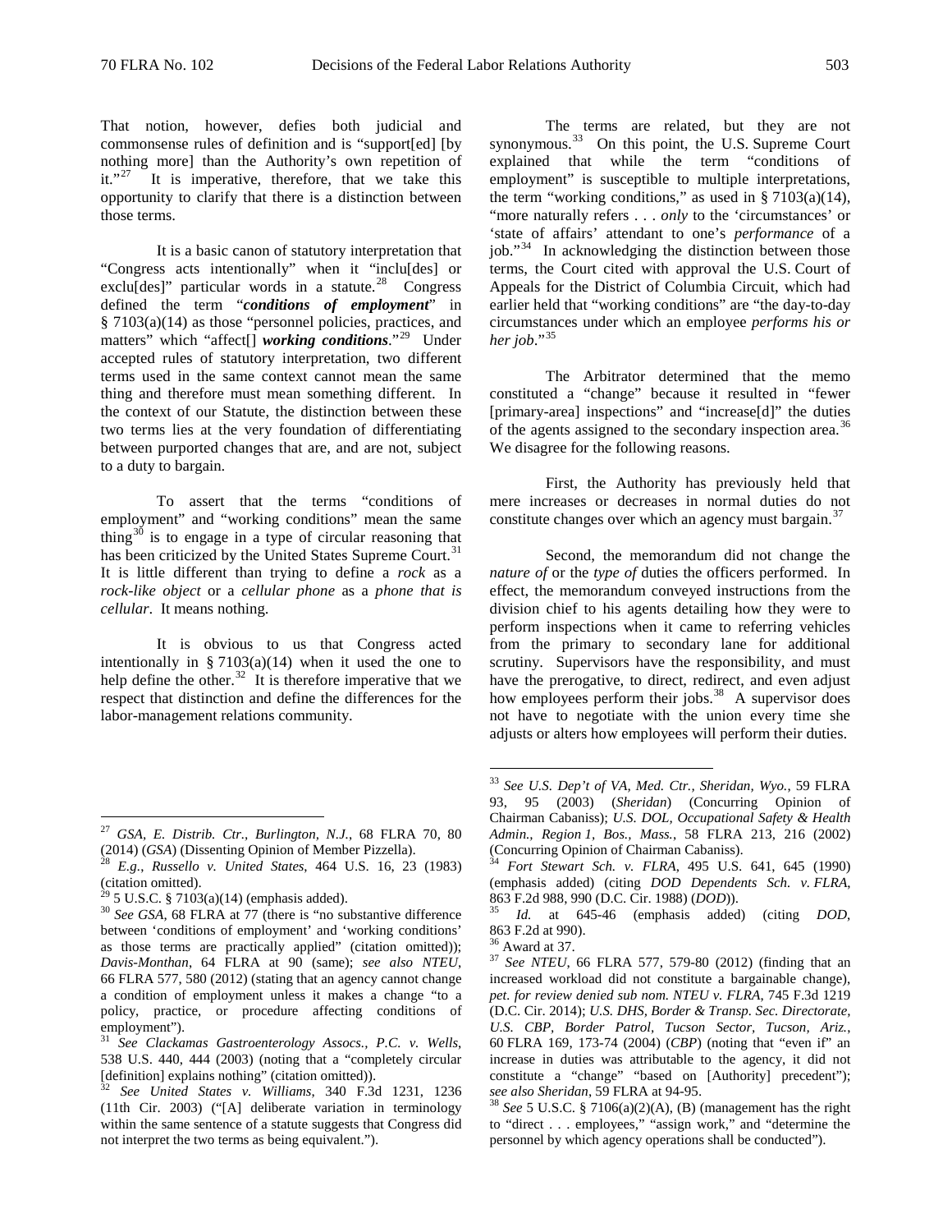That notion, however, defies both judicial and commonsense rules of definition and is "support[ed] [by nothing more] than the Authority's own repetition of it."[27] It is imperative, therefore, that we take this opportunity to clarify that there is a distinction between those terms.

It is a basic canon of statutory interpretation that "Congress acts intentionally" when it "inclu[des] or exclu[des]" particular words in a statute.[28] Congress defined the term "***conditions of employment***" in § 7103(a)(14) as those "personnel policies, practices, and matters" which "affect[] ***working conditions***."[29] Under accepted rules of statutory interpretation, two different terms used in the same context cannot mean the same thing and therefore must mean something different. In the context of our Statute, the distinction between these two terms lies at the very foundation of differentiating between purported changes that are, and are not, subject to a duty to bargain.

To assert that the terms "conditions of employment" and "working conditions" mean the same thing[30] is to engage in a type of circular reasoning that has been criticized by the United States Supreme Court.[31] It is little different than trying to define a *rock* as a *rock-like object* or a *cellular phone* as a *phone that is cellular*. It means nothing.

It is obvious to us that Congress acted intentionally in § 7103(a)(14) when it used the one to help define the other.[32] It is therefore imperative that we respect that distinction and define the differences for the labor-management relations community.

The terms are related, but they are not synonymous.[33] On this point, the U.S. Supreme Court explained that while the term "conditions of employment" is susceptible to multiple interpretations, the term "working conditions," as used in § 7103(a)(14), "more naturally refers . . . *only* to the 'circumstances' or 'state of affairs' attendant to one's *performance* of a job."[34] In acknowledging the distinction between those terms, the Court cited with approval the U.S. Court of Appeals for the District of Columbia Circuit, which had earlier held that "working conditions" are "the day-to-day circumstances under which an employee *performs his or her job*."[35]

The Arbitrator determined that the memo constituted a "change" because it resulted in "fewer [primary-area] inspections" and "increase[d]" the duties of the agents assigned to the secondary inspection area.[36] We disagree for the following reasons.

First, the Authority has previously held that mere increases or decreases in normal duties do not constitute changes over which an agency must bargain.[37]

Second, the memorandum did not change the *nature of* or the *type of* duties the officers performed. In effect, the memorandum conveyed instructions from the division chief to his agents detailing how they were to perform inspections when it came to referring vehicles from the primary to secondary lane for additional scrutiny. Supervisors have the responsibility, and must have the prerogative, to direct, redirect, and even adjust how employees perform their jobs.[38] A supervisor does not have to negotiate with the union every time she adjusts or alters how employees will perform their duties.

---

[27] *GSA, E. Distrib. Ctr., Burlington, N.J.*, 68 FLRA 70, 80 (2014) (*GSA*) (Dissenting Opinion of Member Pizzella).

[28] *E.g.*, *Russello v. United States*, 464 U.S. 16, 23 (1983) (citation omitted).

[29] 5 U.S.C. § 7103(a)(14) (emphasis added).

[30] *See GSA*, 68 FLRA at 77 (there is "no substantive difference between 'conditions of employment' and 'working conditions' as those terms are practically applied" (citation omitted)); *Davis-Monthan*, 64 FLRA at 90 (same); *see also NTEU*, 66 FLRA 577, 580 (2012) (stating that an agency cannot change a condition of employment unless it makes a change "to a policy, practice, or procedure affecting conditions of employment").

[31] *See Clackamas Gastroenterology Assocs., P.C. v. Wells*, 538 U.S. 440, 444 (2003) (noting that a "completely circular [definition] explains nothing" (citation omitted)).

[32] *See United States v. Williams*, 340 F.3d 1231, 1236 (11th Cir. 2003) ("[A] deliberate variation in terminology within the same sentence of a statute suggests that Congress did not interpret the two terms as being equivalent.").

[33] *See U.S. Dep't of VA, Med. Ctr., Sheridan, Wyo.*, 59 FLRA 93, 95 (2003) (*Sheridan*) (Concurring Opinion of Chairman Cabaniss); *U.S. DOL, Occupational Safety & Health Admin., Region 1, Bos., Mass.*, 58 FLRA 213, 216 (2002) (Concurring Opinion of Chairman Cabaniss).

[34] *Fort Stewart Sch. v. FLRA*, 495 U.S. 641, 645 (1990) (emphasis added) (citing *DOD Dependents Sch. v. FLRA*, 863 F.2d 988, 990 (D.C. Cir. 1988) (*DOD*)).

[35] *Id.* at 645-46 (emphasis added) (citing *DOD*, 863 F.2d at 990).

[36] Award at 37.

[37] *See NTEU*, 66 FLRA 577, 579-80 (2012) (finding that an increased workload did not constitute a bargainable change), *pet. for review denied sub nom. NTEU v. FLRA*, 745 F.3d 1219 (D.C. Cir. 2014); *U.S. DHS, Border & Transp. Sec. Directorate, U.S. CBP, Border Patrol, Tucson Sector, Tucson, Ariz.*, 60 FLRA 169, 173-74 (2004) (*CBP*) (noting that "even if" an increase in duties was attributable to the agency, it did not constitute a "change" "based on [Authority] precedent"); *see also Sheridan*, 59 FLRA at 94-95.

[38] *See* 5 U.S.C. § 7106(a)(2)(A), (B) (management has the right to "direct . . . employees," "assign work," and "determine the personnel by which agency operations shall be conducted").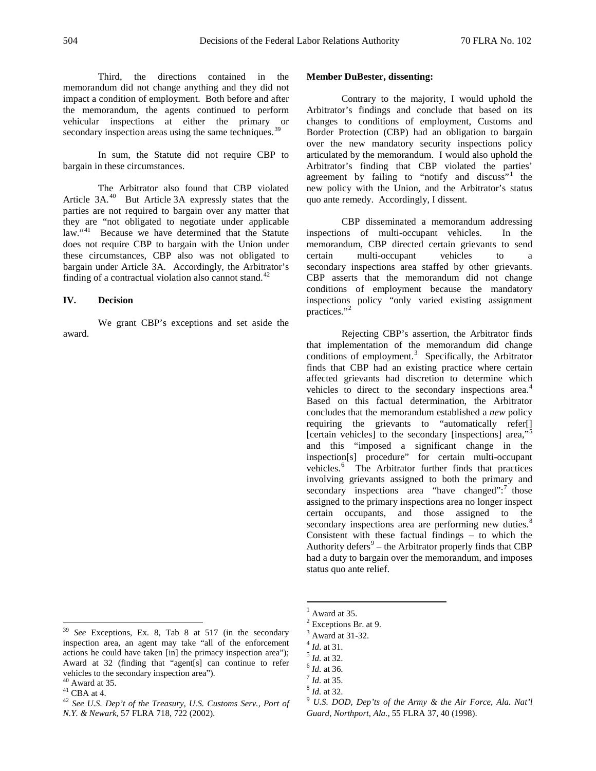Third, the directions contained in the memorandum did not change anything and they did not impact a condition of employment. Both before and after the memorandum, the agents continued to perform vehicular inspections at either the primary or secondary inspection areas using the same techniques.[39]

In sum, the Statute did not require CBP to bargain in these circumstances.

The Arbitrator also found that CBP violated Article 3A.[40] But Article 3A expressly states that the parties are not required to bargain over any matter that they are "not obligated to negotiate under applicable law."[41] Because we have determined that the Statute does not require CBP to bargain with the Union under these circumstances, CBP also was not obligated to bargain under Article 3A. Accordingly, the Arbitrator's finding of a contractual violation also cannot stand.[42]

## IV. Decision

We grant CBP's exceptions and set aside the award.

[39] *See* Exceptions, Ex. 8, Tab 8 at 517 (in the secondary inspection area, an agent may take "all of the enforcement actions he could have taken [in] the primacy inspection area"); Award at 32 (finding that "agent[s] can continue to refer vehicles to the secondary inspection area").

[40] Award at 35.

[41] CBA at 4.

[42] *See U.S. Dep't of the Treasury, U.S. Customs Serv., Port of N.Y. & Newark*, 57 FLRA 718, 722 (2002).

**Member DuBester, dissenting:**

Contrary to the majority, I would uphold the Arbitrator's findings and conclude that based on its changes to conditions of employment, Customs and Border Protection (CBP) had an obligation to bargain over the new mandatory security inspections policy articulated by the memorandum. I would also uphold the Arbitrator's finding that CBP violated the parties' agreement by failing to "notify and discuss"[1] the new policy with the Union, and the Arbitrator's status quo ante remedy. Accordingly, I dissent.

CBP disseminated a memorandum addressing inspections of multi-occupant vehicles. In the memorandum, CBP directed certain grievants to send certain multi-occupant vehicles to a secondary inspections area staffed by other grievants. CBP asserts that the memorandum did not change conditions of employment because the mandatory inspections policy "only varied existing assignment practices."[2]

Rejecting CBP's assertion, the Arbitrator finds that implementation of the memorandum did change conditions of employment.[3] Specifically, the Arbitrator finds that CBP had an existing practice where certain affected grievants had discretion to determine which vehicles to direct to the secondary inspections area.[4] Based on this factual determination, the Arbitrator concludes that the memorandum established a *new* policy requiring the grievants to "automatically refer[] [certain vehicles] to the secondary [inspections] area,"[5] and this "imposed a significant change in the inspection[s] procedure" for certain multi-occupant vehicles.[6] The Arbitrator further finds that practices involving grievants assigned to both the primary and secondary inspections area "have changed":[7] those assigned to the primary inspections area no longer inspect certain occupants, and those assigned to the secondary inspections area are performing new duties.[8] Consistent with these factual findings – to which the Authority defers[9] – the Arbitrator properly finds that CBP had a duty to bargain over the memorandum, and imposes status quo ante relief.

[1] Award at 35.

[2] Exceptions Br. at 9.

[3] Award at 31-32.

[4] *Id.* at 31.

[5] *Id.* at 32.

[6] *Id.* at 36.

[7] *Id.* at 35.

[8] *Id.* at 32.

[9] *U.S. DOD, Dep'ts of the Army & the Air Force, Ala. Nat'l Guard, Northport, Ala.*, 55 FLRA 37, 40 (1998).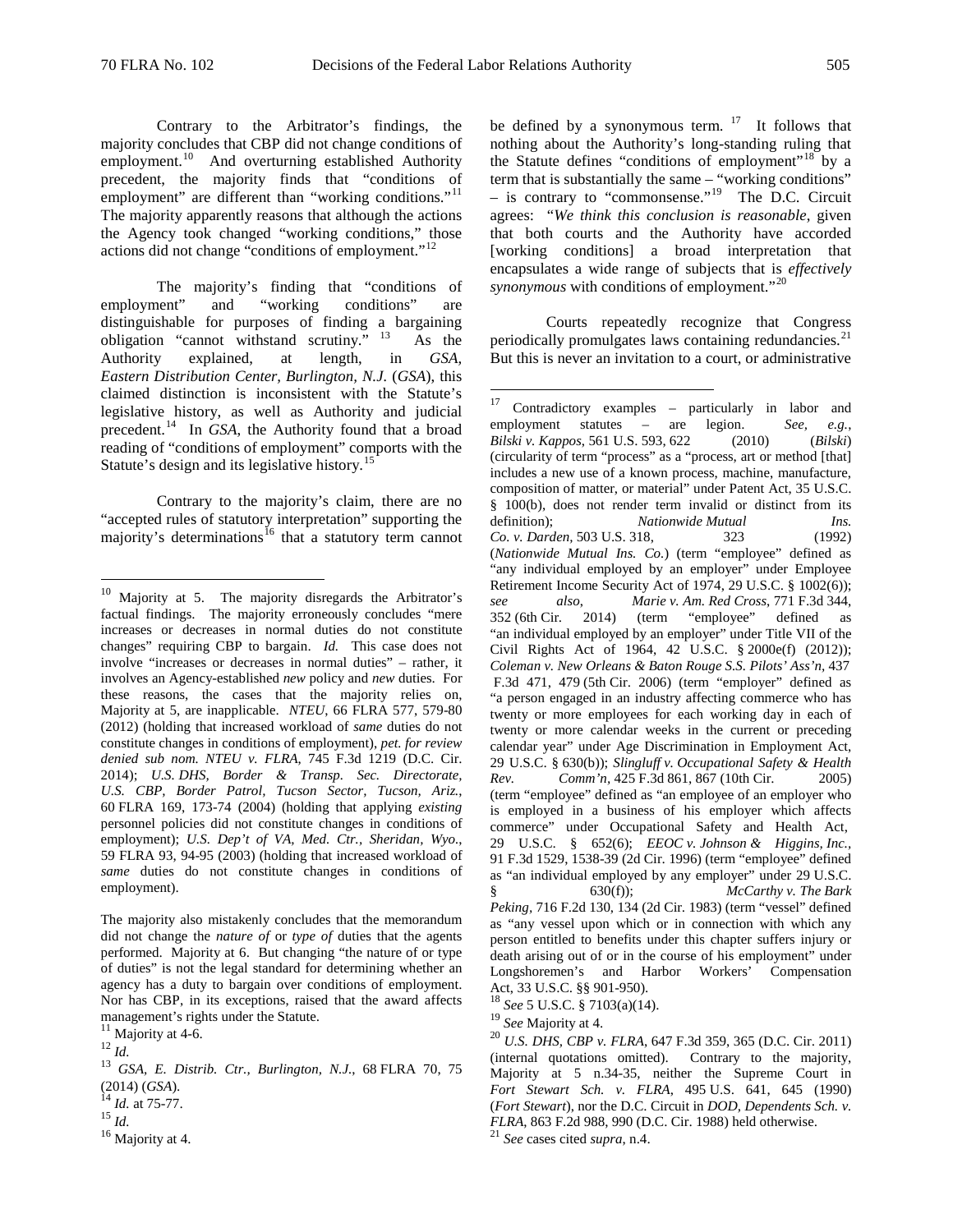Contrary to the Arbitrator's findings, the majority concludes that CBP did not change conditions of employment.[10] And overturning established Authority precedent, the majority finds that "conditions of employment" are different than "working conditions."[11] The majority apparently reasons that although the actions the Agency took changed "working conditions," those actions did not change "conditions of employment."[12]

The majority's finding that "conditions of employment" and "working conditions" are distinguishable for purposes of finding a bargaining obligation "cannot withstand scrutiny."[13] As the Authority explained, at length, in *GSA, Eastern Distribution Center, Burlington, N.J.* (*GSA*), this claimed distinction is inconsistent with the Statute's legislative history, as well as Authority and judicial precedent.[14] In *GSA*, the Authority found that a broad reading of "conditions of employment" comports with the Statute's design and its legislative history.[15]

Contrary to the majority's claim, there are no "accepted rules of statutory interpretation" supporting the majority's determinations[16] that a statutory term cannot be defined by a synonymous term.[17] It follows that nothing about the Authority's long-standing ruling that the Statute defines "conditions of employment"[18] by a term that is substantially the same – "working conditions" – is contrary to "commonsense."[19] The D.C. Circuit agrees: "*We think this conclusion is reasonable*, given that both courts and the Authority have accorded [working conditions] a broad interpretation that encapsulates a wide range of subjects that is *effectively synonymous* with conditions of employment."[20]

Courts repeatedly recognize that Congress periodically promulgates laws containing redundancies.[21] But this is never an invitation to a court, or administrative

---

[10] Majority at 5. The majority disregards the Arbitrator's factual findings. The majority erroneously concludes "mere increases or decreases in normal duties do not constitute changes" requiring CBP to bargain. *Id.* This case does not involve "increases or decreases in normal duties" – rather, it involves an Agency-established *new* policy and *new* duties. For these reasons, the cases that the majority relies on, Majority at 5, are inapplicable. *NTEU*, 66 FLRA 577, 579-80 (2012) (holding that increased workload of *same* duties do not constitute changes in conditions of employment), *pet. for review denied sub nom. NTEU v. FLRA*, 745 F.3d 1219 (D.C. Cir. 2014); *U.S. DHS, Border & Transp. Sec. Directorate, U.S. CBP, Border Patrol, Tucson Sector, Tucson, Ariz.*, 60 FLRA 169, 173-74 (2004) (holding that applying *existing* personnel policies did not constitute changes in conditions of employment); *U.S. Dep't of VA, Med. Ctr., Sheridan, Wyo.*, 59 FLRA 93, 94-95 (2003) (holding that increased workload of *same* duties do not constitute changes in conditions of employment).

The majority also mistakenly concludes that the memorandum did not change the *nature of* or *type of* duties that the agents performed. Majority at 6. But changing "the nature of or type of duties" is not the legal standard for determining whether an agency has a duty to bargain over conditions of employment. Nor has CBP, in its exceptions, raised that the award affects management's rights under the Statute.

[11] Majority at 4-6.

[12] *Id.*

[13] *GSA, E. Distrib. Ctr., Burlington, N.J.*, 68 FLRA 70, 75 (2014) (*GSA*).

[14] *Id.* at 75-77.

[15] *Id.*

[16] Majority at 4.

[17] Contradictory examples – particularly in labor and employment statutes – are legion. *See, e.g.*, *Bilski v. Kappos*, 561 U.S. 593, 622 (2010) (*Bilski*) (circularity of term "process" as a "process, art or method [that] includes a new use of a known process, machine, manufacture, composition of matter, or material" under Patent Act, 35 U.S.C. § 100(b), does not render term invalid or distinct from its definition); *Nationwide Mutual Ins. Co. v. Darden*, 503 U.S. 318, 323 (1992) (*Nationwide Mutual Ins. Co.*) (term "employee" defined as "any individual employed by an employer" under Employee Retirement Income Security Act of 1974, 29 U.S.C. § 1002(6)); *see also*, *Marie v. Am. Red Cross*, 771 F.3d 344, 352 (6th Cir. 2014) (term "employee" defined as "an individual employed by an employer" under Title VII of the Civil Rights Act of 1964, 42 U.S.C. § 2000e(f) (2012)); *Coleman v. New Orleans & Baton Rouge S.S. Pilots' Ass'n*, 437 F.3d 471, 479 (5th Cir. 2006) (term "employer" defined as "a person engaged in an industry affecting commerce who has twenty or more employees for each working day in each of twenty or more calendar weeks in the current or preceding calendar year" under Age Discrimination in Employment Act, 29 U.S.C. § 630(b)); *Slingluff v. Occupational Safety & Health Rev. Comm'n*, 425 F.3d 861, 867 (10th Cir. 2005) (term "employee" defined as "an employee of an employer who is employed in a business of his employer which affects commerce" under Occupational Safety and Health Act, 29 U.S.C. § 652(6); *EEOC v. Johnson & Higgins, Inc.*, 91 F.3d 1529, 1538-39 (2d Cir. 1996) (term "employee" defined as "an individual employed by any employer" under 29 U.S.C. § 630(f)); *McCarthy v. The Bark Peking*, 716 F.2d 130, 134 (2d Cir. 1983) (term "vessel" defined as "any vessel upon which or in connection with which any person entitled to benefits under this chapter suffers injury or death arising out of or in the course of his employment" under Longshoremen's and Harbor Workers' Compensation Act, 33 U.S.C. §§ 901-950).

[18] *See* 5 U.S.C. § 7103(a)(14).

[19] *See* Majority at 4.

[20] *U.S. DHS, CBP v. FLRA*, 647 F.3d 359, 365 (D.C. Cir. 2011) (internal quotations omitted). Contrary to the majority, Majority at 5 n.34-35, neither the Supreme Court in *Fort Stewart Sch. v. FLRA*, 495 U.S. 641, 645 (1990) (*Fort Stewart*), nor the D.C. Circuit in *DOD, Dependents Sch. v. FLRA*, 863 F.2d 988, 990 (D.C. Cir. 1988) held otherwise.

[21] *See* cases cited *supra*, n.4.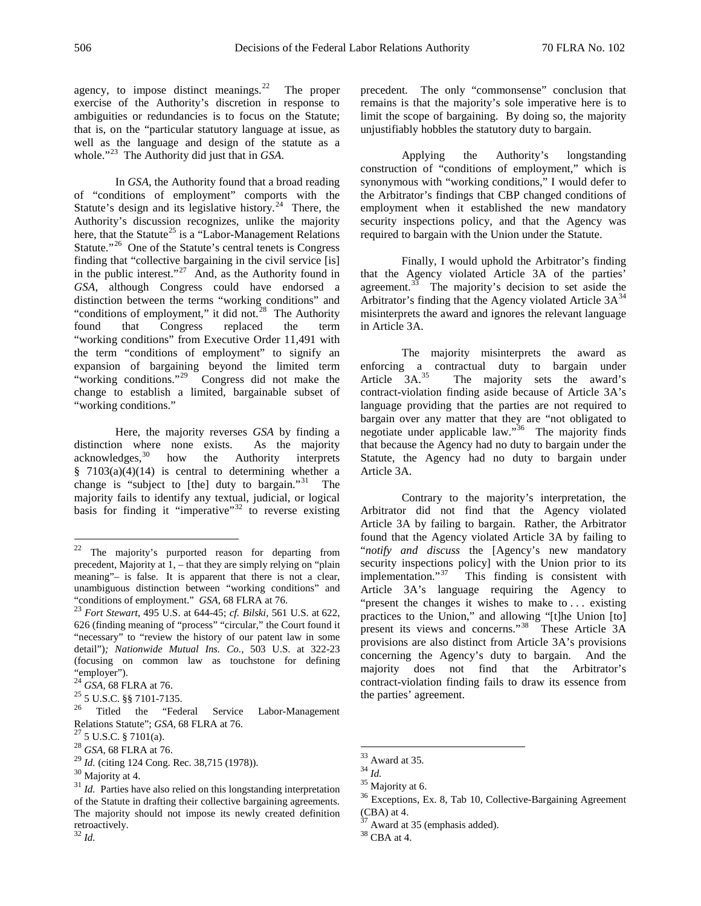agency, to impose distinct meanings.[22] The proper exercise of the Authority's discretion in response to ambiguities or redundancies is to focus on the Statute; that is, on the "particular statutory language at issue, as well as the language and design of the statute as a whole."[23] The Authority did just that in *GSA*.

In *GSA*, the Authority found that a broad reading of "conditions of employment" comports with the Statute's design and its legislative history.[24] There, the Authority's discussion recognizes, unlike the majority here, that the Statute[25] is a "Labor-Management Relations Statute."[26] One of the Statute's central tenets is Congress finding that "collective bargaining in the civil service [is] in the public interest."[27] And, as the Authority found in *GSA*, although Congress could have endorsed a distinction between the terms "working conditions" and "conditions of employment," it did not.[28] The Authority found that Congress replaced the term "working conditions" from Executive Order 11,491 with the term "conditions of employment" to signify an expansion of bargaining beyond the limited term "working conditions."[29] Congress did not make the change to establish a limited, bargainable subset of "working conditions."

Here, the majority reverses *GSA* by finding a distinction where none exists. As the majority acknowledges,[30] how the Authority interprets § 7103(a)(4)(14) is central to determining whether a change is "subject to [the] duty to bargain."[31] The majority fails to identify any textual, judicial, or logical basis for finding it "imperative"[32] to reverse existing precedent. The only "commonsense" conclusion that remains is that the majority's sole imperative here is to limit the scope of bargaining. By doing so, the majority unjustifiably hobbles the statutory duty to bargain.

Applying the Authority's longstanding construction of "conditions of employment," which is synonymous with "working conditions," I would defer to the Arbitrator's findings that CBP changed conditions of employment when it established the new mandatory security inspections policy, and that the Agency was required to bargain with the Union under the Statute.

Finally, I would uphold the Arbitrator's finding that the Agency violated Article 3A of the parties' agreement.[33] The majority's decision to set aside the Arbitrator's finding that the Agency violated Article 3A[34] misinterprets the award and ignores the relevant language in Article 3A.

The majority misinterprets the award as enforcing a contractual duty to bargain under Article 3A.[35] The majority sets the award's contract-violation finding aside because of Article 3A's language providing that the parties are not required to bargain over any matter that they are "not obligated to negotiate under applicable law."[36] The majority finds that because the Agency had no duty to bargain under the Statute, the Agency had no duty to bargain under Article 3A.

Contrary to the majority's interpretation, the Arbitrator did not find that the Agency violated Article 3A by failing to bargain. Rather, the Arbitrator found that the Agency violated Article 3A by failing to "*notify and discuss* the [Agency's new mandatory security inspections policy] with the Union prior to its implementation."[37] This finding is consistent with Article 3A's language requiring the Agency to "present the changes it wishes to make to . . . existing practices to the Union," and allowing "[t]he Union [to] present its views and concerns."[38] These Article 3A provisions are also distinct from Article 3A's provisions concerning the Agency's duty to bargain. And the majority does not find that the Arbitrator's contract-violation finding fails to draw its essence from the parties' agreement.

---

[22] The majority's purported reason for departing from precedent, Majority at 1, – that they are simply relying on "plain meaning"– is false. It is apparent that there is not a clear, unambiguous distinction between "working conditions" and "conditions of employment." *GSA*, 68 FLRA at 76.

[23] *Fort Stewart*, 495 U.S. at 644-45; *cf. Bilski*, 561 U.S. at 622, 626 (finding meaning of "process" "circular," the Court found it "necessary" to "review the history of our patent law in some detail"); *Nationwide Mutual Ins. Co.,* 503 U.S. at 322-23 (focusing on common law as touchstone for defining "employer").

[24] *GSA*, 68 FLRA at 76.

[25] 5 U.S.C. §§ 7101-7135.

[26] Titled the "Federal Service Labor-Management Relations Statute"; *GSA*, 68 FLRA at 76.

[27] 5 U.S.C. § 7101(a).

[28] *GSA*, 68 FLRA at 76.

[29] *Id.* (citing 124 Cong. Rec. 38,715 (1978)).

[30] Majority at 4.

[31] *Id.* Parties have also relied on this longstanding interpretation of the Statute in drafting their collective bargaining agreements. The majority should not impose its newly created definition retroactively.

[32] *Id.*

[33] Award at 35.

[34] *Id.*

[35] Majority at 6.

[36] Exceptions, Ex. 8, Tab 10, Collective-Bargaining Agreement (CBA) at 4.

[37] Award at 35 (emphasis added).

[38] CBA at 4.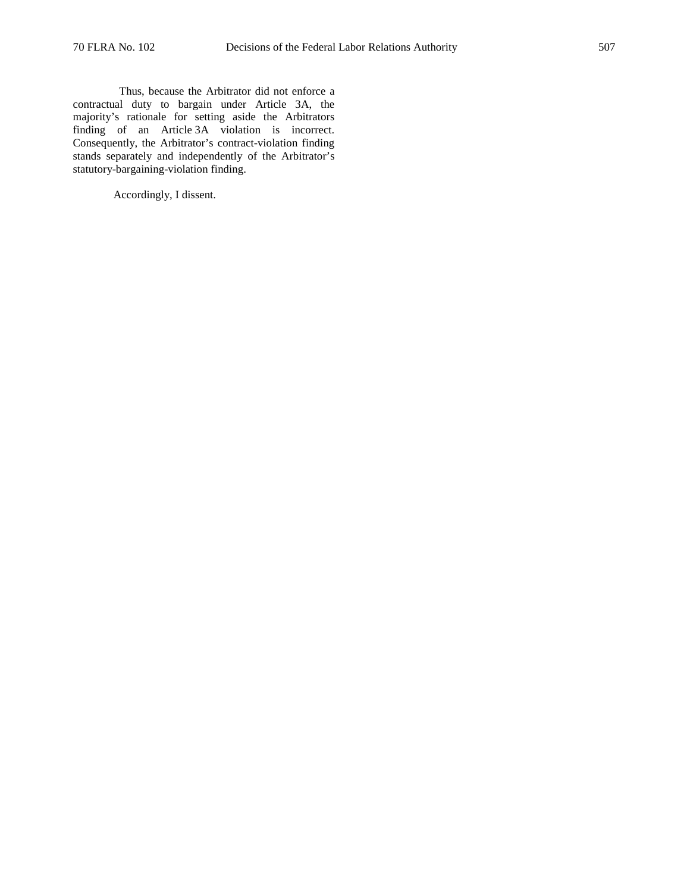Thus, because the Arbitrator did not enforce a contractual duty to bargain under Article 3A, the majority's rationale for setting aside the Arbitrators finding of an Article 3A violation is incorrect. Consequently, the Arbitrator's contract-violation finding stands separately and independently of the Arbitrator's statutory-bargaining-violation finding.

Accordingly, I dissent.